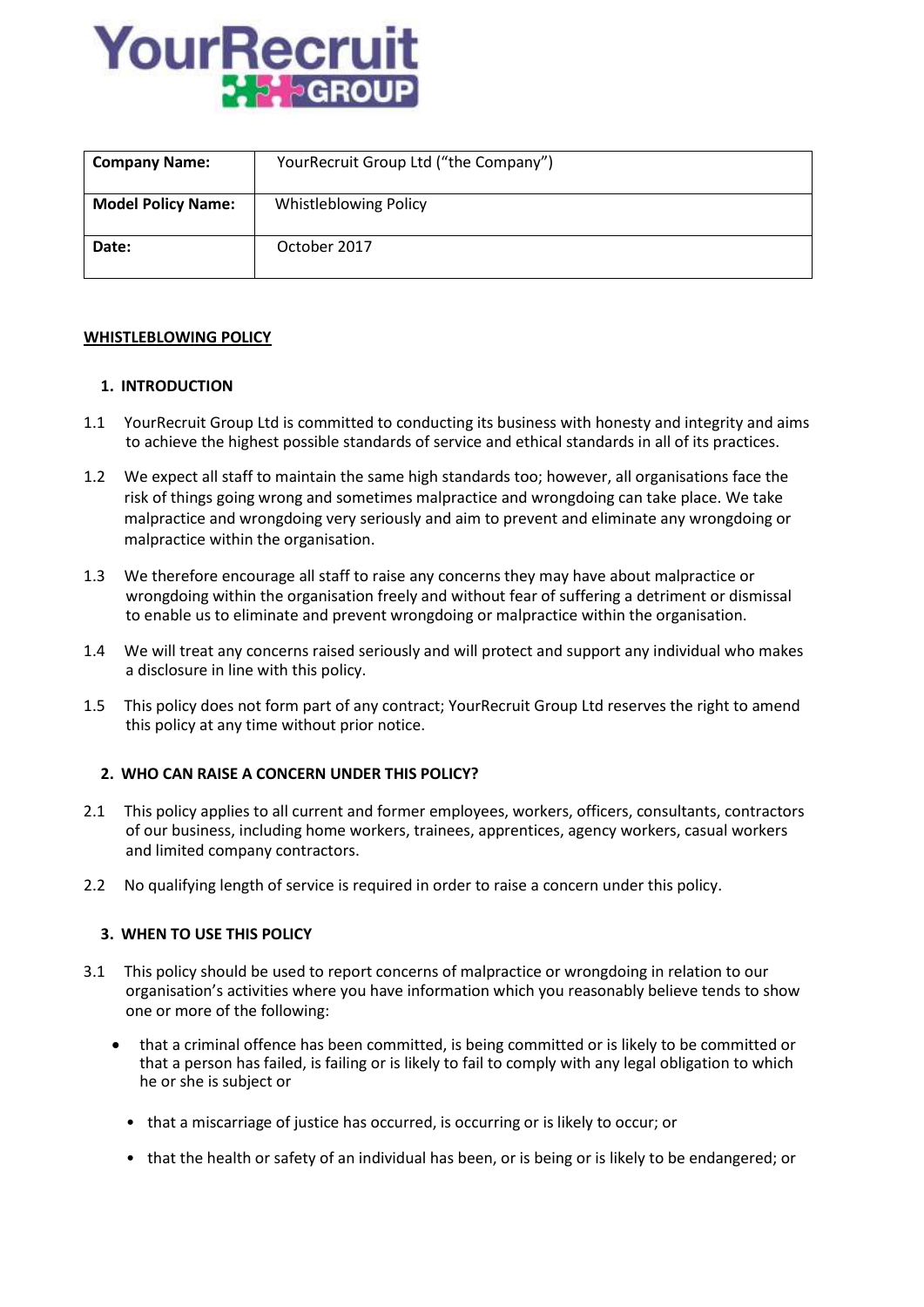YourRecruit GROUP

| **Company Name:** | YourRecruit Group Ltd ("the Company") |
|---|---|
| **Model Policy Name:** | Whistleblowing Policy |
| **Date:** | October 2017 |

# WHISTLEBLOWING POLICY

## 1. INTRODUCTION

1.1 YourRecruit Group Ltd is committed to conducting its business with honesty and integrity and aims to achieve the highest possible standards of service and ethical standards in all of its practices.

1.2 We expect all staff to maintain the same high standards too; however, all organisations face the risk of things going wrong and sometimes malpractice and wrongdoing can take place. We take malpractice and wrongdoing very seriously and aim to prevent and eliminate any wrongdoing or malpractice within the organisation.

1.3 We therefore encourage all staff to raise any concerns they may have about malpractice or wrongdoing within the organisation freely and without fear of suffering a detriment or dismissal to enable us to eliminate and prevent wrongdoing or malpractice within the organisation.

1.4 We will treat any concerns raised seriously and will protect and support any individual who makes a disclosure in line with this policy.

1.5 This policy does not form part of any contract; YourRecruit Group Ltd reserves the right to amend this policy at any time without prior notice.

## 2. WHO CAN RAISE A CONCERN UNDER THIS POLICY?

2.1 This policy applies to all current and former employees, workers, officers, consultants, contractors of our business, including home workers, trainees, apprentices, agency workers, casual workers and limited company contractors.

2.2 No qualifying length of service is required in order to raise a concern under this policy.

## 3. WHEN TO USE THIS POLICY

3.1 This policy should be used to report concerns of malpractice or wrongdoing in relation to our organisation's activities where you have information which you reasonably believe tends to show one or more of the following:

- that a criminal offence has been committed, is being committed or is likely to be committed or that a person has failed, is failing or is likely to fail to comply with any legal obligation to which he or she is subject or
- that a miscarriage of justice has occurred, is occurring or is likely to occur; or
- that the health or safety of an individual has been, or is being or is likely to be endangered; or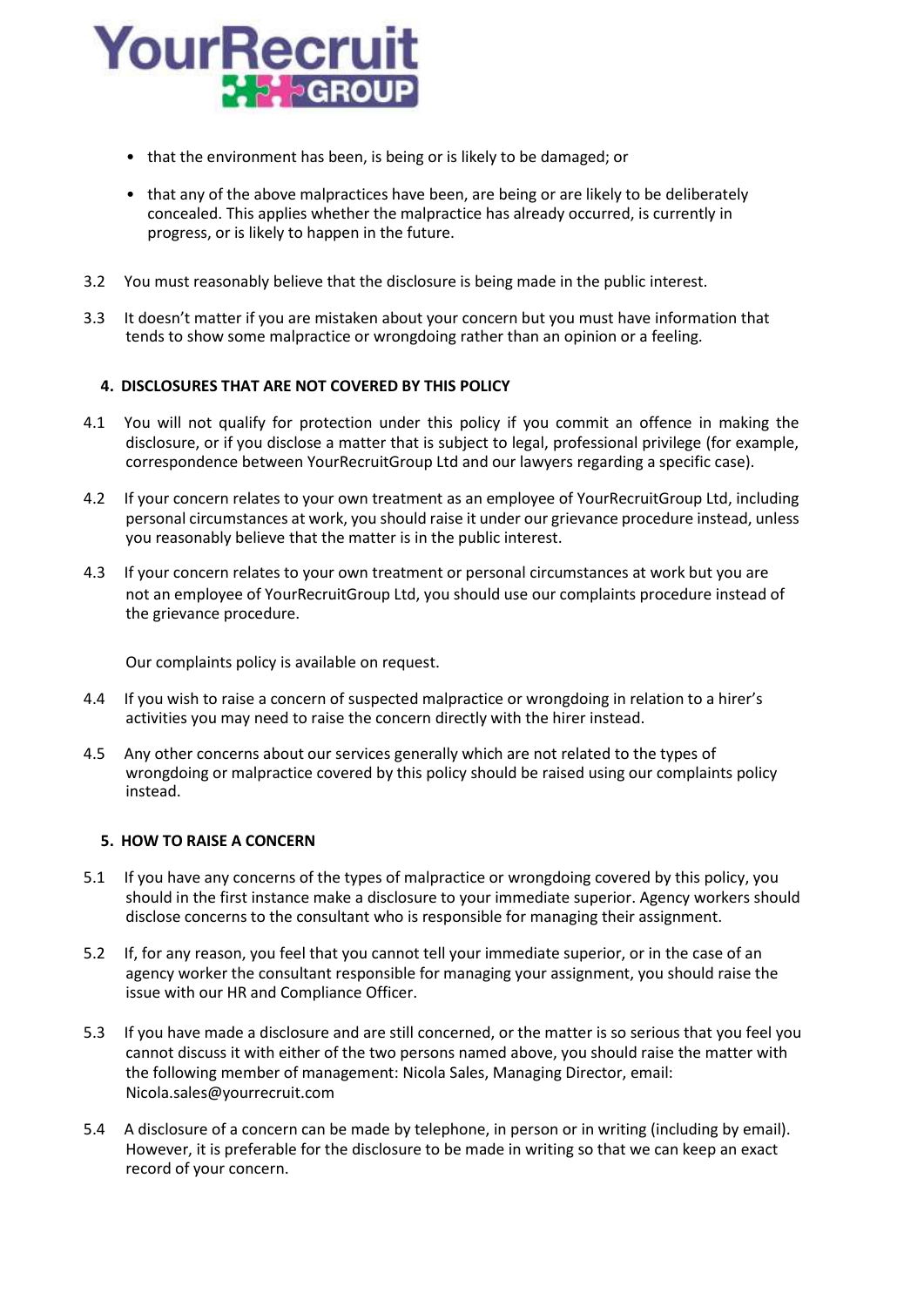- that the environment has been, is being or is likely to be damaged; or
- that any of the above malpractices have been, are being or are likely to be deliberately concealed. This applies whether the malpractice has already occurred, is currently in progress, or is likely to happen in the future.

3.2 You must reasonably believe that the disclosure is being made in the public interest.

3.3 It doesn't matter if you are mistaken about your concern but you must have information that tends to show some malpractice or wrongdoing rather than an opinion or a feeling.

## 4. DISCLOSURES THAT ARE NOT COVERED BY THIS POLICY

4.1 You will not qualify for protection under this policy if you commit an offence in making the disclosure, or if you disclose a matter that is subject to legal, professional privilege (for example, correspondence between YourRecruitGroup Ltd and our lawyers regarding a specific case).

4.2 If your concern relates to your own treatment as an employee of YourRecruitGroup Ltd, including personal circumstances at work, you should raise it under our grievance procedure instead, unless you reasonably believe that the matter is in the public interest.

4.3 If your concern relates to your own treatment or personal circumstances at work but you are not an employee of YourRecruitGroup Ltd, you should use our complaints procedure instead of the grievance procedure.

Our complaints policy is available on request.

4.4 If you wish to raise a concern of suspected malpractice or wrongdoing in relation to a hirer's activities you may need to raise the concern directly with the hirer instead.

4.5 Any other concerns about our services generally which are not related to the types of wrongdoing or malpractice covered by this policy should be raised using our complaints policy instead.

## 5. HOW TO RAISE A CONCERN

5.1 If you have any concerns of the types of malpractice or wrongdoing covered by this policy, you should in the first instance make a disclosure to your immediate superior. Agency workers should disclose concerns to the consultant who is responsible for managing their assignment.

5.2 If, for any reason, you feel that you cannot tell your immediate superior, or in the case of an agency worker the consultant responsible for managing your assignment, you should raise the issue with our HR and Compliance Officer.

5.3 If you have made a disclosure and are still concerned, or the matter is so serious that you feel you cannot discuss it with either of the two persons named above, you should raise the matter with the following member of management: Nicola Sales, Managing Director, email: Nicola.sales@yourrecruit.com

5.4 A disclosure of a concern can be made by telephone, in person or in writing (including by email). However, it is preferable for the disclosure to be made in writing so that we can keep an exact record of your concern.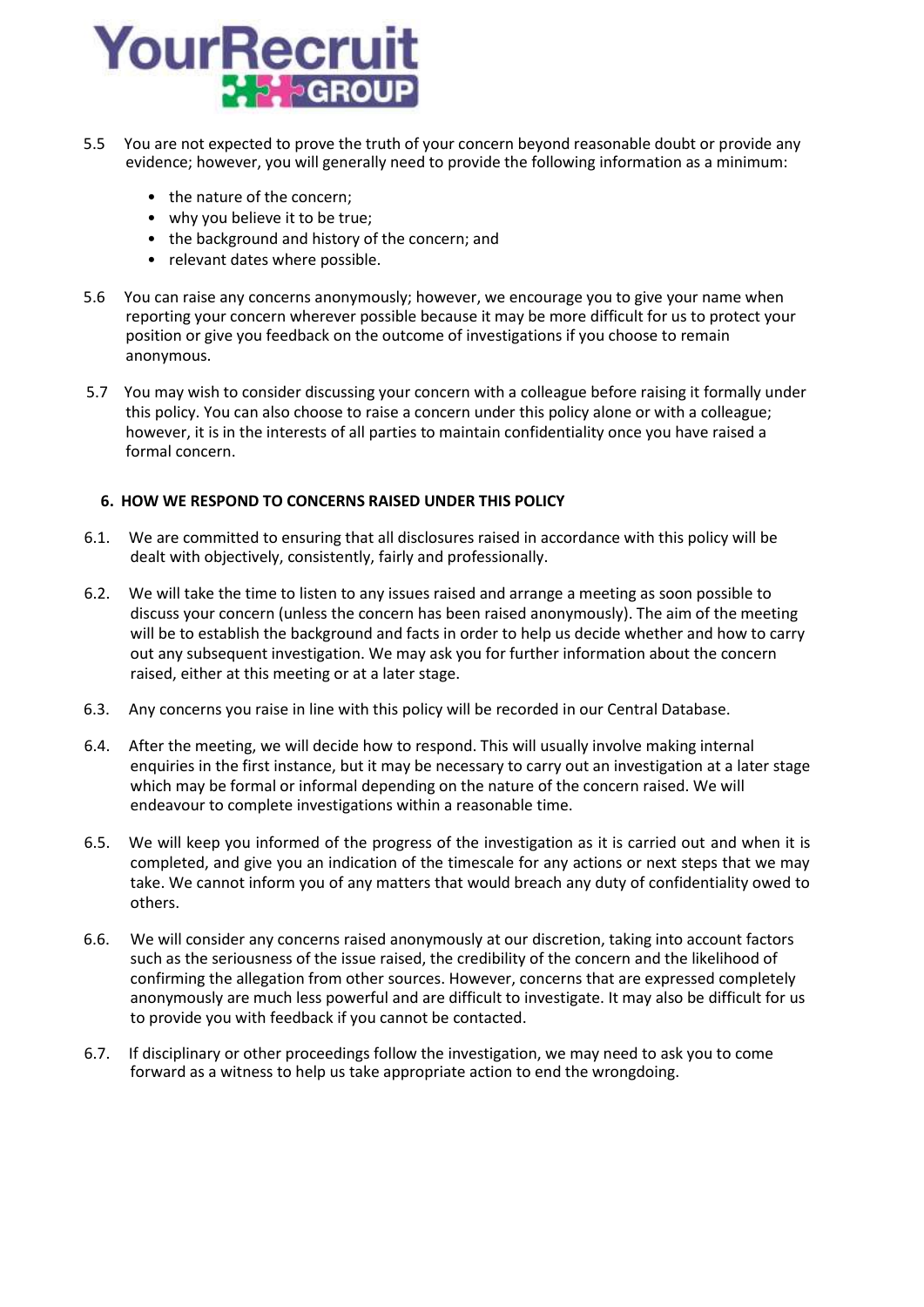5.5 You are not expected to prove the truth of your concern beyond reasonable doubt or provide any evidence; however, you will generally need to provide the following information as a minimum:

- the nature of the concern;
- why you believe it to be true;
- the background and history of the concern; and
- relevant dates where possible.

5.6 You can raise any concerns anonymously; however, we encourage you to give your name when reporting your concern wherever possible because it may be more difficult for us to protect your position or give you feedback on the outcome of investigations if you choose to remain anonymous.

5.7 You may wish to consider discussing your concern with a colleague before raising it formally under this policy. You can also choose to raise a concern under this policy alone or with a colleague; however, it is in the interests of all parties to maintain confidentiality once you have raised a formal concern.

## 6. HOW WE RESPOND TO CONCERNS RAISED UNDER THIS POLICY

6.1. We are committed to ensuring that all disclosures raised in accordance with this policy will be dealt with objectively, consistently, fairly and professionally.

6.2. We will take the time to listen to any issues raised and arrange a meeting as soon possible to discuss your concern (unless the concern has been raised anonymously). The aim of the meeting will be to establish the background and facts in order to help us decide whether and how to carry out any subsequent investigation. We may ask you for further information about the concern raised, either at this meeting or at a later stage.

6.3. Any concerns you raise in line with this policy will be recorded in our Central Database.

6.4. After the meeting, we will decide how to respond. This will usually involve making internal enquiries in the first instance, but it may be necessary to carry out an investigation at a later stage which may be formal or informal depending on the nature of the concern raised. We will endeavour to complete investigations within a reasonable time.

6.5. We will keep you informed of the progress of the investigation as it is carried out and when it is completed, and give you an indication of the timescale for any actions or next steps that we may take. We cannot inform you of any matters that would breach any duty of confidentiality owed to others.

6.6. We will consider any concerns raised anonymously at our discretion, taking into account factors such as the seriousness of the issue raised, the credibility of the concern and the likelihood of confirming the allegation from other sources. However, concerns that are expressed completely anonymously are much less powerful and are difficult to investigate. It may also be difficult for us to provide you with feedback if you cannot be contacted.

6.7. If disciplinary or other proceedings follow the investigation, we may need to ask you to come forward as a witness to help us take appropriate action to end the wrongdoing.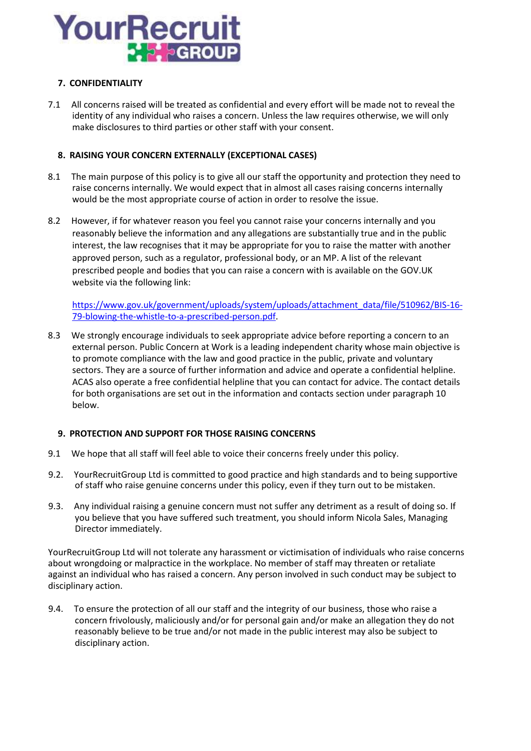## 7. CONFIDENTIALITY

7.1 All concerns raised will be treated as confidential and every effort will be made not to reveal the identity of any individual who raises a concern. Unless the law requires otherwise, we will only make disclosures to third parties or other staff with your consent.

## 8. RAISING YOUR CONCERN EXTERNALLY (EXCEPTIONAL CASES)

8.1 The main purpose of this policy is to give all our staff the opportunity and protection they need to raise concerns internally. We would expect that in almost all cases raising concerns internally would be the most appropriate course of action in order to resolve the issue.

8.2 However, if for whatever reason you feel you cannot raise your concerns internally and you reasonably believe the information and any allegations are substantially true and in the public interest, the law recognises that it may be appropriate for you to raise the matter with another approved person, such as a regulator, professional body, or an MP. A list of the relevant prescribed people and bodies that you can raise a concern with is available on the GOV.UK website via the following link:

[https://www.gov.uk/government/uploads/system/uploads/attachment_data/file/510962/BIS-16-79-blowing-the-whistle-to-a-prescribed-person.pdf](https://www.gov.uk/government/uploads/system/uploads/attachment_data/file/510962/BIS-16-79-blowing-the-whistle-to-a-prescribed-person.pdf).

8.3 We strongly encourage individuals to seek appropriate advice before reporting a concern to an external person. Public Concern at Work is a leading independent charity whose main objective is to promote compliance with the law and good practice in the public, private and voluntary sectors. They are a source of further information and advice and operate a confidential helpline. ACAS also operate a free confidential helpline that you can contact for advice. The contact details for both organisations are set out in the information and contacts section under paragraph 10 below.

## 9. PROTECTION AND SUPPORT FOR THOSE RAISING CONCERNS

9.1 We hope that all staff will feel able to voice their concerns freely under this policy.

9.2. YourRecruitGroup Ltd is committed to good practice and high standards and to being supportive of staff who raise genuine concerns under this policy, even if they turn out to be mistaken.

9.3. Any individual raising a genuine concern must not suffer any detriment as a result of doing so. If you believe that you have suffered such treatment, you should inform Nicola Sales, Managing Director immediately.

YourRecruitGroup Ltd will not tolerate any harassment or victimisation of individuals who raise concerns about wrongdoing or malpractice in the workplace. No member of staff may threaten or retaliate against an individual who has raised a concern. Any person involved in such conduct may be subject to disciplinary action.

9.4. To ensure the protection of all our staff and the integrity of our business, those who raise a concern frivolously, maliciously and/or for personal gain and/or make an allegation they do not reasonably believe to be true and/or not made in the public interest may also be subject to disciplinary action.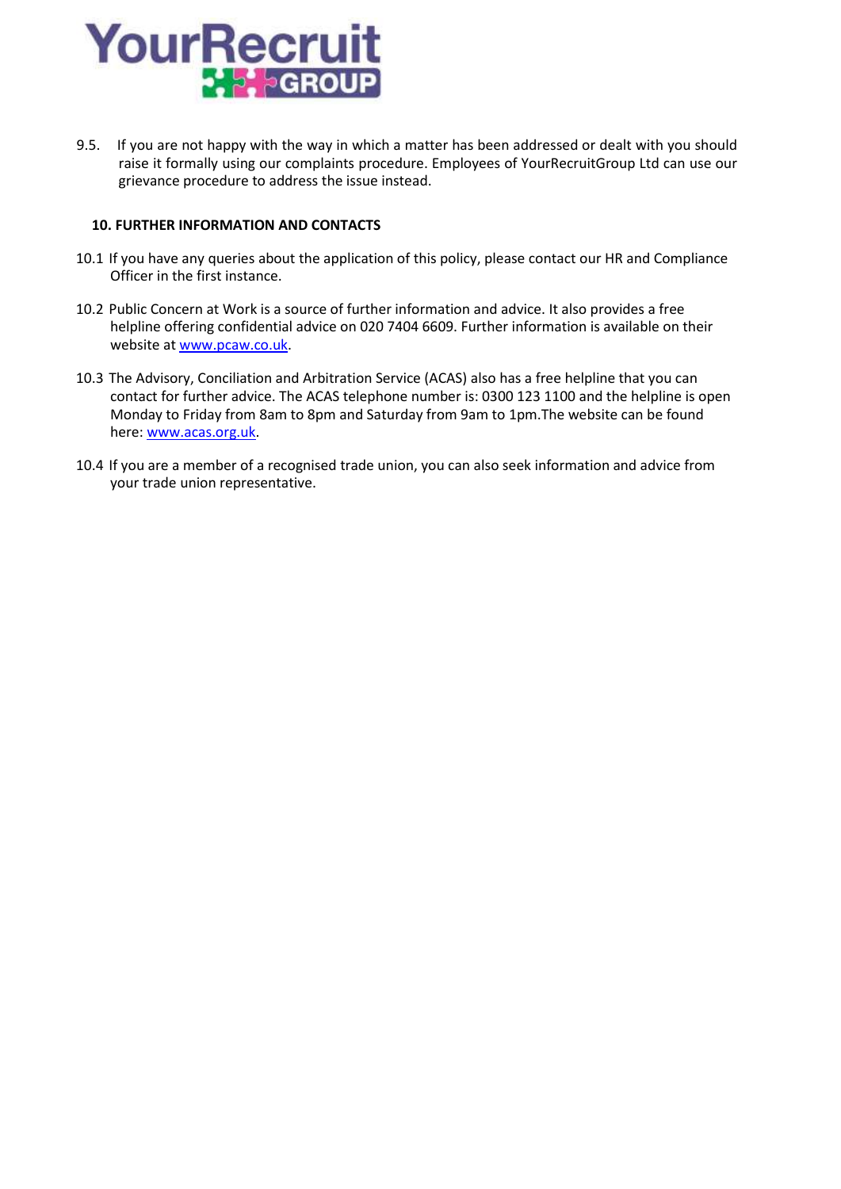9.5. If you are not happy with the way in which a matter has been addressed or dealt with you should raise it formally using our complaints procedure. Employees of YourRecruitGroup Ltd can use our grievance procedure to address the issue instead.

## 10. FURTHER INFORMATION AND CONTACTS

10.1 If you have any queries about the application of this policy, please contact our HR and Compliance Officer in the first instance.

10.2 Public Concern at Work is a source of further information and advice. It also provides a free helpline offering confidential advice on 020 7404 6609. Further information is available on their website at www.pcaw.co.uk.

10.3 The Advisory, Conciliation and Arbitration Service (ACAS) also has a free helpline that you can contact for further advice. The ACAS telephone number is: 0300 123 1100 and the helpline is open Monday to Friday from 8am to 8pm and Saturday from 9am to 1pm.The website can be found here: www.acas.org.uk.

10.4 If you are a member of a recognised trade union, you can also seek information and advice from your trade union representative.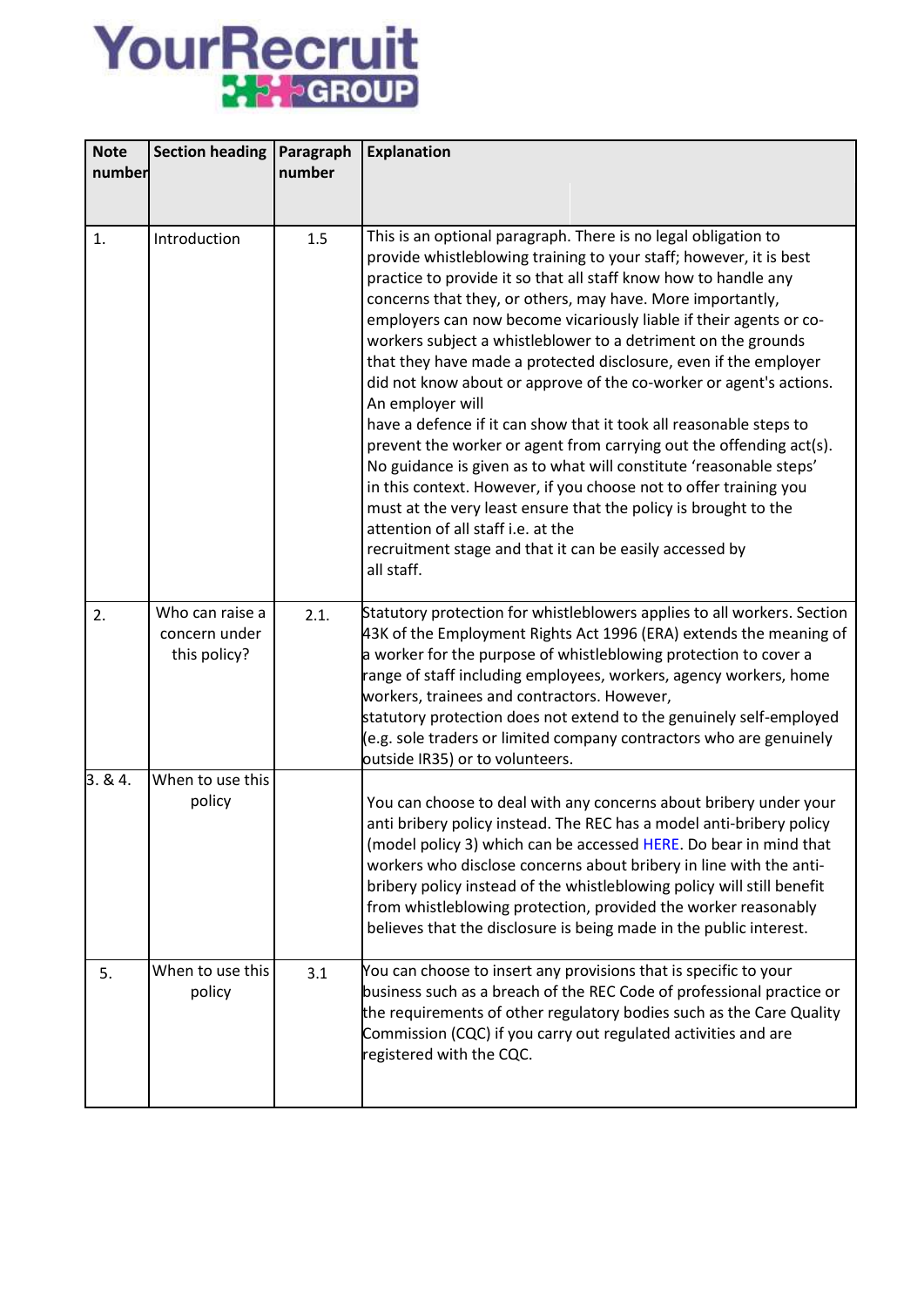| Note number | Section heading | Paragraph number | Explanation |
|---|---|---|---|
| 1. | Introduction | 1.5 | This is an optional paragraph. There is no legal obligation to provide whistleblowing training to your staff; however, it is best practice to provide it so that all staff know how to handle any concerns that they, or others, may have. More importantly, employers can now become vicariously liable if their agents or co-workers subject a whistleblower to a detriment on the grounds that they have made a protected disclosure, even if the employer did not know about or approve of the co-worker or agent's actions. An employer will have a defence if it can show that it took all reasonable steps to prevent the worker or agent from carrying out the offending act(s). No guidance is given as to what will constitute 'reasonable steps' in this context. However, if you choose not to offer training you must at the very least ensure that the policy is brought to the attention of all staff i.e. at the recruitment stage and that it can be easily accessed by all staff. |
| 2. | Who can raise a concern under this policy? | 2.1. | Statutory protection for whistleblowers applies to all workers. Section 43K of the Employment Rights Act 1996 (ERA) extends the meaning of a worker for the purpose of whistleblowing protection to cover a range of staff including employees, workers, agency workers, home workers, trainees and contractors. However, statutory protection does not extend to the genuinely self-employed (e.g. sole traders or limited company contractors who are genuinely outside IR35) or to volunteers. |
| 3. & 4. | When to use this policy | | You can choose to deal with any concerns about bribery under your anti bribery policy instead. The REC has a model anti-bribery policy (model policy 3) which can be accessed HERE. Do bear in mind that workers who disclose concerns about bribery in line with the anti-bribery policy instead of the whistleblowing policy will still benefit from whistleblowing protection, provided the worker reasonably believes that the disclosure is being made in the public interest. |
| 5. | When to use this policy | 3.1 | You can choose to insert any provisions that is specific to your business such as a breach of the REC Code of professional practice or the requirements of other regulatory bodies such as the Care Quality Commission (CQC) if you carry out regulated activities and are registered with the CQC. |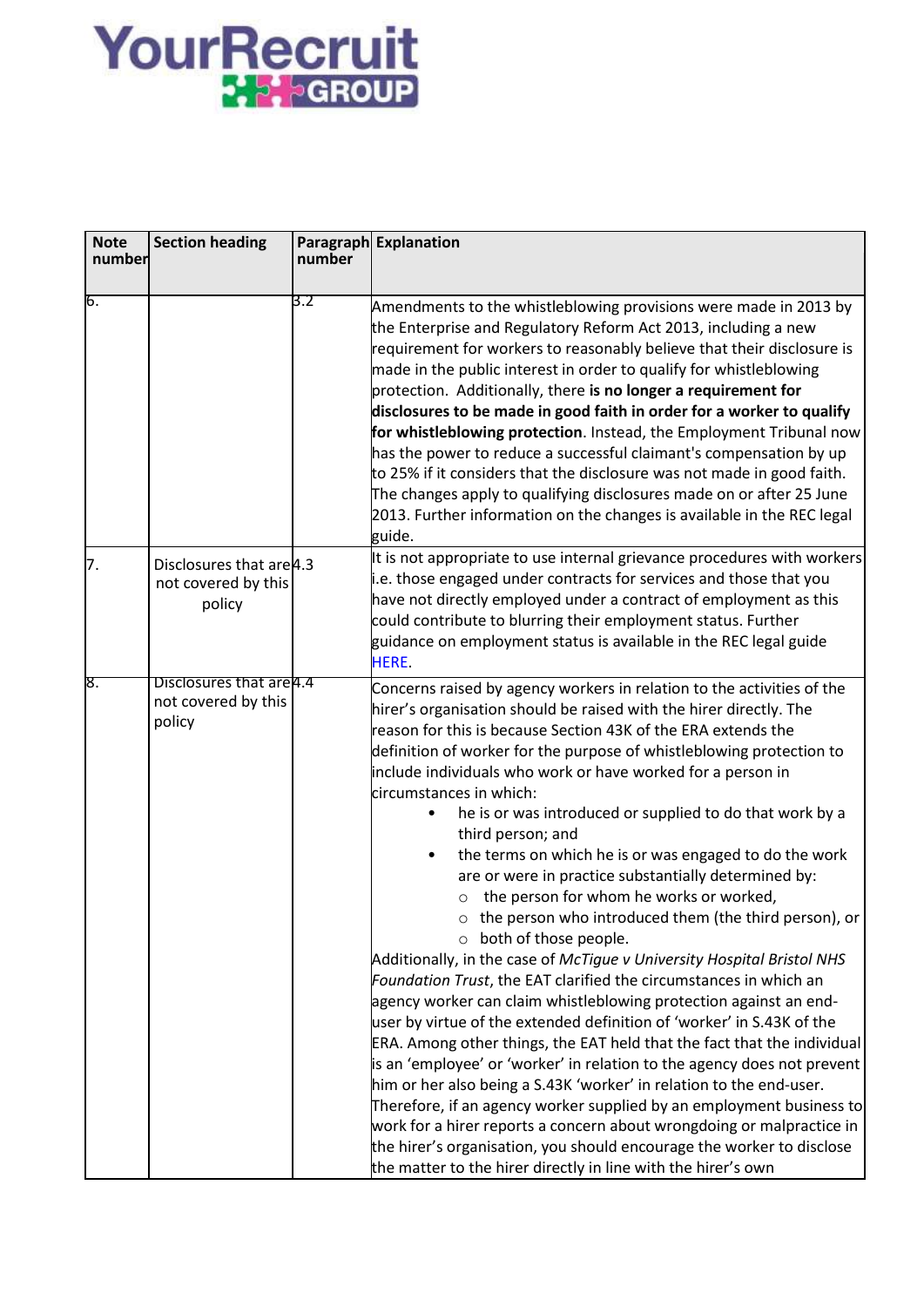| Note number | Section heading | Paragraph number | Explanation |
|---|---|---|---|
| 6. | | 3.2 | Amendments to the whistleblowing provisions were made in 2013 by the Enterprise and Regulatory Reform Act 2013, including a new requirement for workers to reasonably believe that their disclosure is made in the public interest in order to qualify for whistleblowing protection. Additionally, there **is no longer a requirement for disclosures to be made in good faith in order for a worker to qualify for whistleblowing protection**. Instead, the Employment Tribunal now has the power to reduce a successful claimant's compensation by up to 25% if it considers that the disclosure was not made in good faith. The changes apply to qualifying disclosures made on or after 25 June 2013. Further information on the changes is available in the REC legal guide. |
| 7. | Disclosures that are not covered by this policy | 4.3 | It is not appropriate to use internal grievance procedures with workers i.e. those engaged under contracts for services and those that you have not directly employed under a contract of employment as this could contribute to blurring their employment status. Further guidance on employment status is available in the REC legal guide HERE. |
| 8. | Disclosures that are not covered by this policy | 4.4 | Concerns raised by agency workers in relation to the activities of the hirer's organisation should be raised with the hirer directly. The reason for this is because Section 43K of the ERA extends the definition of worker for the purpose of whistleblowing protection to include individuals who work or have worked for a person in circumstances in which: <br>• he is or was introduced or supplied to do that work by a third person; and <br>• the terms on which he is or was engaged to do the work are or were in practice substantially determined by: <br>○ the person for whom he works or worked, <br>○ the person who introduced them (the third person), or <br>○ both of those people. <br>Additionally, in the case of *McTigue v University Hospital Bristol NHS Foundation Trust*, the EAT clarified the circumstances in which an agency worker can claim whistleblowing protection against an end-user by virtue of the extended definition of 'worker' in S.43K of the ERA. Among other things, the EAT held that the fact that the individual is an 'employee' or 'worker' in relation to the agency does not prevent him or her also being a S.43K 'worker' in relation to the end-user. Therefore, if an agency worker supplied by an employment business to work for a hirer reports a concern about wrongdoing or malpractice in the hirer's organisation, you should encourage the worker to disclose the matter to the hirer directly in line with the hirer's own |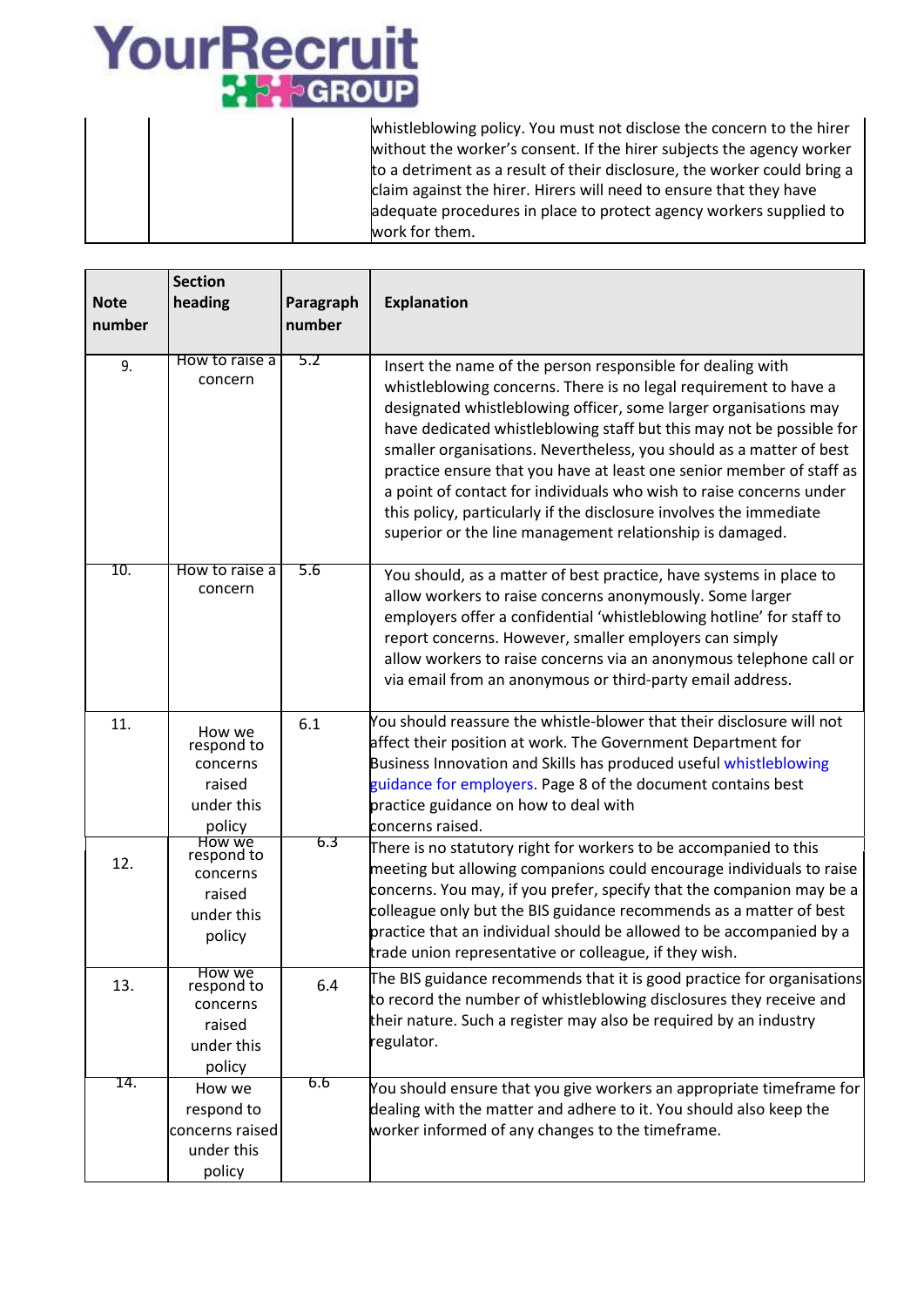| | | | whistleblowing policy. You must not disclose the concern to the hirer without the worker's consent. If the hirer subjects the agency worker to a detriment as a result of their disclosure, the worker could bring a claim against the hirer. Hirers will need to ensure that they have adequate procedures in place to protect agency workers supplied to work for them. |
|---|---|---|---|

| Note number | Section heading | Paragraph number | Explanation |
|---|---|---|---|
| 9. | How to raise a concern | 5.2 | Insert the name of the person responsible for dealing with whistleblowing concerns. There is no legal requirement to have a designated whistleblowing officer, some larger organisations may have dedicated whistleblowing staff but this may not be possible for smaller organisations. Nevertheless, you should as a matter of best practice ensure that you have at least one senior member of staff as a point of contact for individuals who wish to raise concerns under this policy, particularly if the disclosure involves the immediate superior or the line management relationship is damaged. |
| 10. | How to raise a concern | 5.6 | You should, as a matter of best practice, have systems in place to allow workers to raise concerns anonymously. Some larger employers offer a confidential 'whistleblowing hotline' for staff to report concerns. However, smaller employers can simply allow workers to raise concerns via an anonymous telephone call or via email from an anonymous or third-party email address. |
| 11. | How we respond to concerns raised under this policy | 6.1 | You should reassure the whistle-blower that their disclosure will not affect their position at work. The Government Department for Business Innovation and Skills has produced useful whistleblowing guidance for employers. Page 8 of the document contains best practice guidance on how to deal with concerns raised. |
| 12. | How we respond to concerns raised under this policy | 6.3 | There is no statutory right for workers to be accompanied to this meeting but allowing companions could encourage individuals to raise concerns. You may, if you prefer, specify that the companion may be a colleague only but the BIS guidance recommends as a matter of best practice that an individual should be allowed to be accompanied by a trade union representative or colleague, if they wish. |
| 13. | How we respond to concerns raised under this policy | 6.4 | The BIS guidance recommends that it is good practice for organisations to record the number of whistleblowing disclosures they receive and their nature. Such a register may also be required by an industry regulator. |
| 14. | How we respond to concerns raised under this policy | 6.6 | You should ensure that you give workers an appropriate timeframe for dealing with the matter and adhere to it. You should also keep the worker informed of any changes to the timeframe. |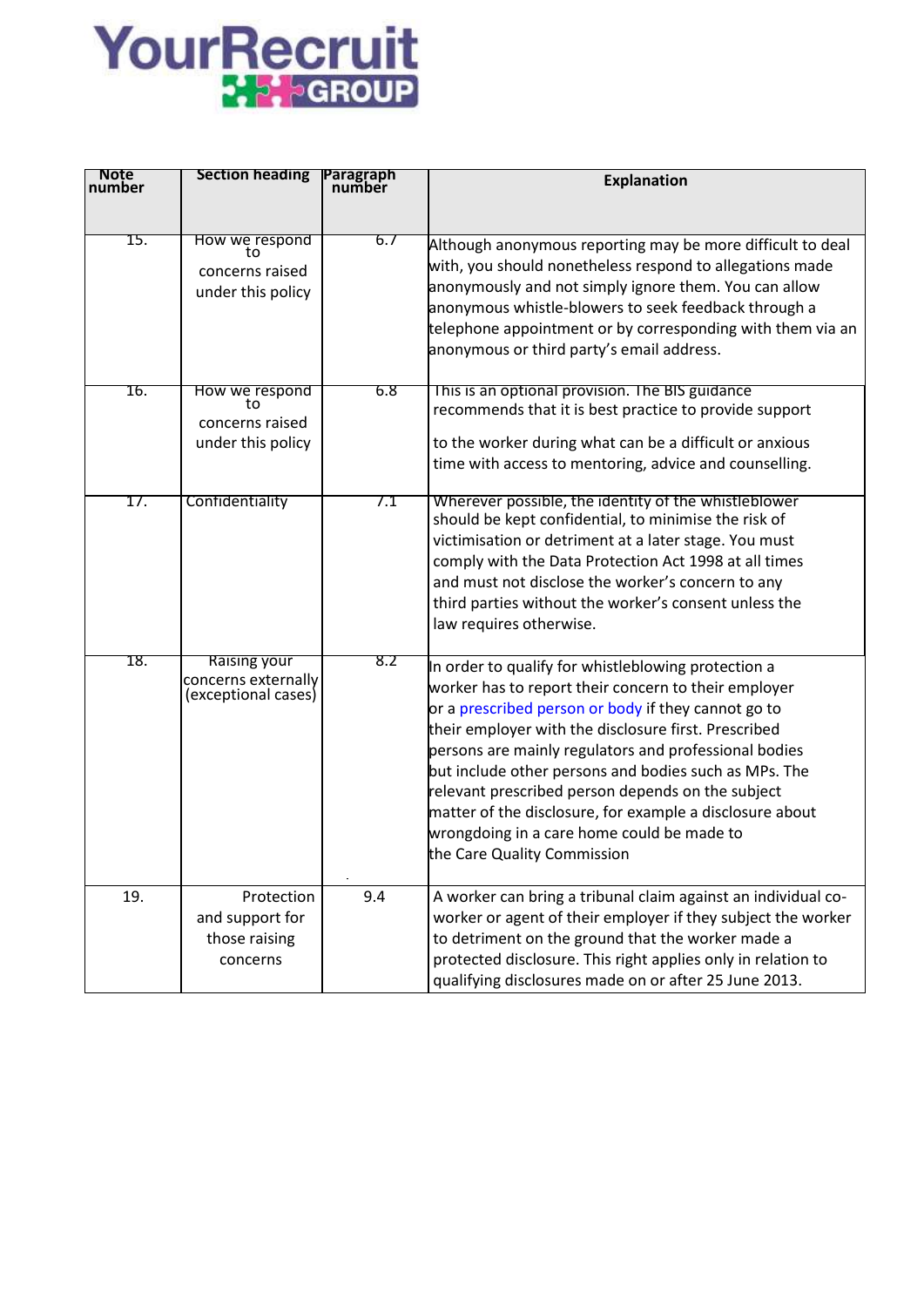| Note number | Section heading | Paragraph number | Explanation |
|---|---|---|---|
| 15. | How we respond to concerns raised under this policy | 6.7 | Although anonymous reporting may be more difficult to deal with, you should nonetheless respond to allegations made anonymously and not simply ignore them. You can allow anonymous whistle-blowers to seek feedback through a telephone appointment or by corresponding with them via an anonymous or third party's email address. |
| 16. | How we respond to concerns raised under this policy | 6.8 | This is an optional provision. The BIS guidance recommends that it is best practice to provide support to the worker during what can be a difficult or anxious time with access to mentoring, advice and counselling. |
| 17. | Confidentiality | 7.1 | Wherever possible, the identity of the whistleblower should be kept confidential, to minimise the risk of victimisation or detriment at a later stage. You must comply with the Data Protection Act 1998 at all times and must not disclose the worker's concern to any third parties without the worker's consent unless the law requires otherwise. |
| 18. | Raising your concerns externally (exceptional cases) | 8.2 | In order to qualify for whistleblowing protection a worker has to report their concern to their employer or a prescribed person or body if they cannot go to their employer with the disclosure first. Prescribed persons are mainly regulators and professional bodies but include other persons and bodies such as MPs. The relevant prescribed person depends on the subject matter of the disclosure, for example a disclosure about wrongdoing in a care home could be made to the Care Quality Commission |
| 19. | Protection and support for those raising concerns | 9.4 | A worker can bring a tribunal claim against an individual co-worker or agent of their employer if they subject the worker to detriment on the ground that the worker made a protected disclosure. This right applies only in relation to qualifying disclosures made on or after 25 June 2013. |